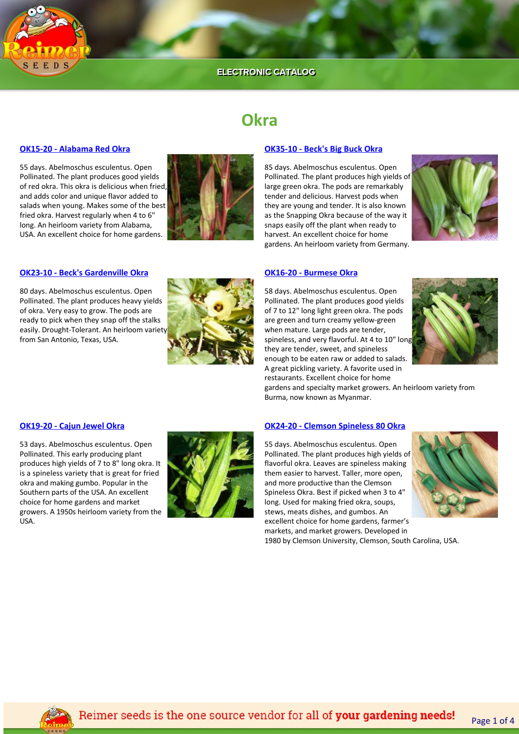# Okra

## OK15-20 - Alabama Red Okra

55 days. Abelmoschus esculentus. Open Pollinated. The plant produces good yields of red okra. This okra is delicious when fried, and adds color and unique flavor added to salads when young. Makes some of the best fried okra. Harvest regularly when 4 to 6" long. An heirloom variety from Alabama, USA. An excellent choice for home gardens.

## OK35-10 - Beck's Big Buck Okra

85 days. Abelmoschus esculentus. Open Pollinated. The plant produces high yields of large green okra. The pods are remarkably tender and delicious. Harvest pods when they are young and tender. It is also known as the Snapping Okra because of the way it snaps easily off the plant when ready to harvest. An excellent choice for home gardens. An heirloom variety from Germany.

## OK23-10 - Beck's Gardenville Okra

80 days. Abelmoschus esculentus. Open Pollinated. The plant produces heavy yields of okra. Very easy to grow. The pods are ready to pick when they snap off the stalks easily. Drought-Tolerant. An heirloom variety from San Antonio, Texas, USA.

## OK16-20 - Burmese Okra

58 days. Abelmoschus esculentus. Open Pollinated. The plant produces good yields of 7 to 12" long light green okra. The pods are green and turn creamy yellow-green when mature. Large pods are tender, spineless, and very flavorful. At 4 to 10" long they are tender, sweet, and spineless enough to be eaten raw or added to salads. A great pickling variety. A favorite used in restaurants. Excellent choice for home gardens and specialty market growers. An heirloom variety from Burma, now known as Myanmar.

## OK19-20 - Cajun Jewel Okra

53 days. Abelmoschus esculentus. Open Pollinated. This early producing plant produces high yields of 7 to 8" long okra. It is a spineless variety that is great for fried okra and making gumbo. Popular in the Southern parts of the USA. An excellent choice for home gardens and market growers. A 1950s heirloom variety from the USA.

## OK24-20 - Clemson Spineless 80 Okra

55 days. Abelmoschus esculentus. Open Pollinated. The plant produces high yields of flavorful okra. Leaves are spineless making them easier to harvest. Taller, more open, and more productive than the Clemson Spineless Okra. Best if picked when 3 to 4" long. Used for making fried okra, soups, stews, meats dishes, and gumbos. An excellent choice for home gardens, farmer's markets, and market growers. Developed in 1980 by Clemson University, Clemson, South Carolina, USA.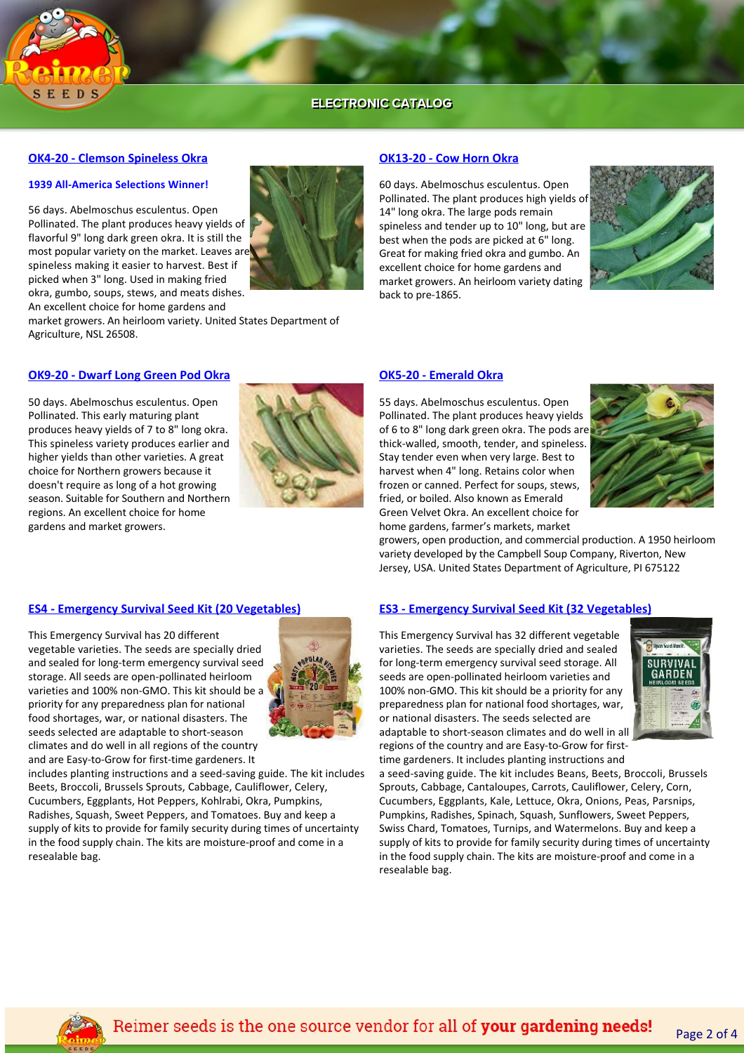## OK4-20 - Clemson Spineless Okra

**1939 All-America Selections Winner!**

56 days. Abelmoschus esculentus. Open Pollinated. The plant produces heavy yields of flavorful 9" long dark green okra. It is still the most popular variety on the market. Leaves are spineless making it easier to harvest. Best if picked when 3" long. Used in making fried okra, gumbo, soups, stews, and meats dishes. An excellent choice for home gardens and market growers. An heirloom variety. United States Department of Agriculture, NSL 26508.

## OK13-20 - Cow Horn Okra

60 days. Abelmoschus esculentus. Open Pollinated. The plant produces high yields of 14" long okra. The large pods remain spineless and tender up to 10" long, but are best when the pods are picked at 6" long. Great for making fried okra and gumbo. An excellent choice for home gardens and market growers. An heirloom variety dating back to pre-1865.

## OK9-20 - Dwarf Long Green Pod Okra

50 days. Abelmoschus esculentus. Open Pollinated. This early maturing plant produces heavy yields of 7 to 8" long okra. This spineless variety produces earlier and higher yields than other varieties. A great choice for Northern growers because it doesn't require as long of a hot growing season. Suitable for Southern and Northern regions. An excellent choice for home gardens and market growers.

## OK5-20 - Emerald Okra

55 days. Abelmoschus esculentus. Open Pollinated. The plant produces heavy yields of 6 to 8" long dark green okra. The pods are thick-walled, smooth, tender, and spineless. Stay tender even when very large. Best to harvest when 4" long. Retains color when frozen or canned. Perfect for soups, stews, fried, or boiled. Also known as Emerald Green Velvet Okra. An excellent choice for home gardens, farmer's markets, market growers, open production, and commercial production. A 1950 heirloom variety developed by the Campbell Soup Company, Riverton, New Jersey, USA. United States Department of Agriculture, PI 675122

## ES4 - Emergency Survival Seed Kit (20 Vegetables)

This Emergency Survival has 20 different vegetable varieties. The seeds are specially dried and sealed for long-term emergency survival seed storage. All seeds are open-pollinated heirloom varieties and 100% non-GMO. This kit should be a priority for any preparedness plan for national food shortages, war, or national disasters. The seeds selected are adaptable to short-season climates and do well in all regions of the country and are Easy-to-Grow for first-time gardeners. It includes planting instructions and a seed-saving guide. The kit includes Beets, Broccoli, Brussels Sprouts, Cabbage, Cauliflower, Celery, Cucumbers, Eggplants, Hot Peppers, Kohlrabi, Okra, Pumpkins, Radishes, Squash, Sweet Peppers, and Tomatoes. Buy and keep a supply of kits to provide for family security during times of uncertainty in the food supply chain. The kits are moisture-proof and come in a resealable bag.

## ES3 - Emergency Survival Seed Kit (32 Vegetables)

This Emergency Survival has 32 different vegetable varieties. The seeds are specially dried and sealed for long-term emergency survival seed storage. All seeds are open-pollinated heirloom varieties and 100% non-GMO. This kit should be a priority for any preparedness plan for national food shortages, war, or national disasters. The seeds selected are adaptable to short-season climates and do well in all regions of the country and are Easy-to-Grow for first-time gardeners. It includes planting instructions and a seed-saving guide. The kit includes Beans, Beets, Broccoli, Brussels Sprouts, Cabbage, Cantaloupes, Carrots, Cauliflower, Celery, Corn, Cucumbers, Eggplants, Kale, Lettuce, Okra, Onions, Peas, Parsnips, Pumpkins, Radishes, Spinach, Squash, Sunflowers, Sweet Peppers, Swiss Chard, Tomatoes, Turnips, and Watermelons. Buy and keep a supply of kits to provide for family security during times of uncertainty in the food supply chain. The kits are moisture-proof and come in a resealable bag.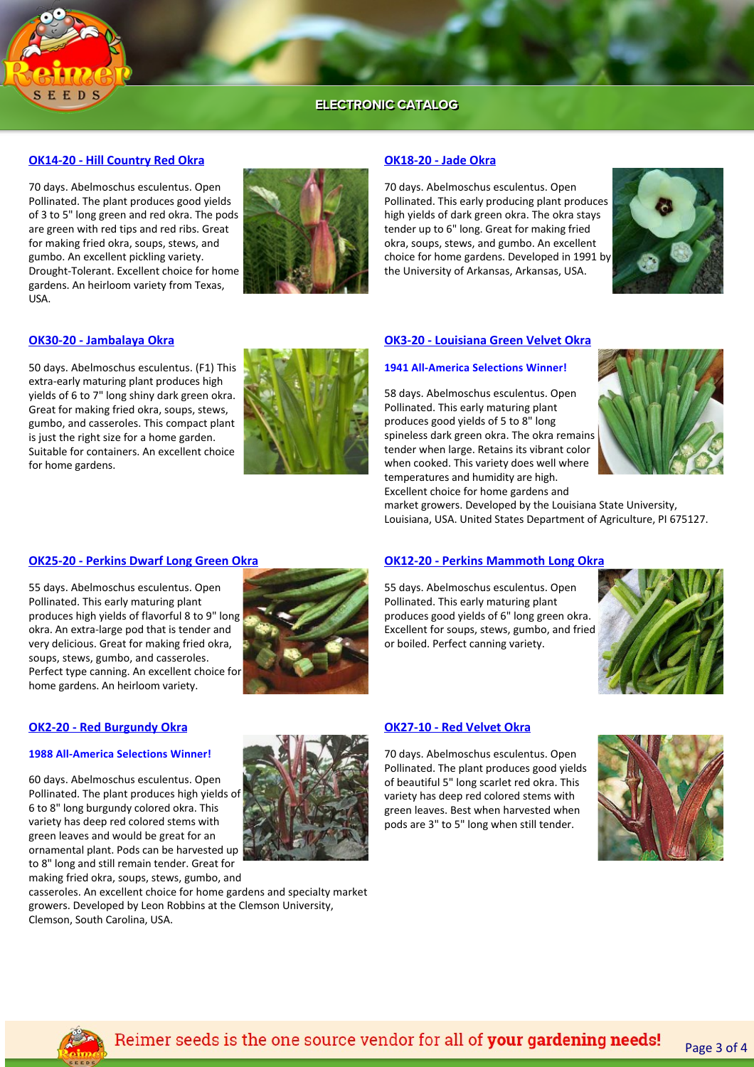### OK14-20 - Hill Country Red Okra

70 days. Abelmoschus esculentus. Open Pollinated. The plant produces good yields of 3 to 5" long green and red okra. The pods are green with red tips and red ribs. Great for making fried okra, soups, stews, and gumbo. An excellent pickling variety. Drought-Tolerant. Excellent choice for home gardens. An heirloom variety from Texas, USA.

### OK18-20 - Jade Okra

70 days. Abelmoschus esculentus. Open Pollinated. This early producing plant produces high yields of dark green okra. The okra stays tender up to 6" long. Great for making fried okra, soups, stews, and gumbo. An excellent choice for home gardens. Developed in 1991 by the University of Arkansas, Arkansas, USA.

### OK30-20 - Jambalaya Okra

50 days. Abelmoschus esculentus. (F1) This extra-early maturing plant produces high yields of 6 to 7" long shiny dark green okra. Great for making fried okra, soups, stews, gumbo, and casseroles. This compact plant is just the right size for a home garden. Suitable for containers. An excellent choice for home gardens.

### OK3-20 - Louisiana Green Velvet Okra

**1941 All-America Selections Winner!**

58 days. Abelmoschus esculentus. Open Pollinated. This early maturing plant produces good yields of 5 to 8" long spineless dark green okra. The okra remains tender when large. Retains its vibrant color when cooked. This variety does well where temperatures and humidity are high. Excellent choice for home gardens and market growers. Developed by the Louisiana State University, Louisiana, USA. United States Department of Agriculture, PI 675127.

### OK25-20 - Perkins Dwarf Long Green Okra

55 days. Abelmoschus esculentus. Open Pollinated. This early maturing plant produces high yields of flavorful 8 to 9" long okra. An extra-large pod that is tender and very delicious. Great for making fried okra, soups, stews, gumbo, and casseroles. Perfect type canning. An excellent choice for home gardens. An heirloom variety.

### OK12-20 - Perkins Mammoth Long Okra

55 days. Abelmoschus esculentus. Open Pollinated. This early maturing plant produces good yields of 6" long green okra. Excellent for soups, stews, gumbo, and fried or boiled. Perfect canning variety.

### OK2-20 - Red Burgundy Okra

**1988 All-America Selections Winner!**

60 days. Abelmoschus esculentus. Open Pollinated. The plant produces high yields of 6 to 8" long burgundy colored okra. This variety has deep red colored stems with green leaves and would be great for an ornamental plant. Pods can be harvested up to 8" long and still remain tender. Great for making fried okra, soups, stews, gumbo, and casseroles. An excellent choice for home gardens and specialty market growers. Developed by Leon Robbins at the Clemson University, Clemson, South Carolina, USA.

### OK27-10 - Red Velvet Okra

70 days. Abelmoschus esculentus. Open Pollinated. The plant produces good yields of beautiful 5" long scarlet red okra. This variety has deep red colored stems with green leaves. Best when harvested when pods are 3" to 5" long when still tender.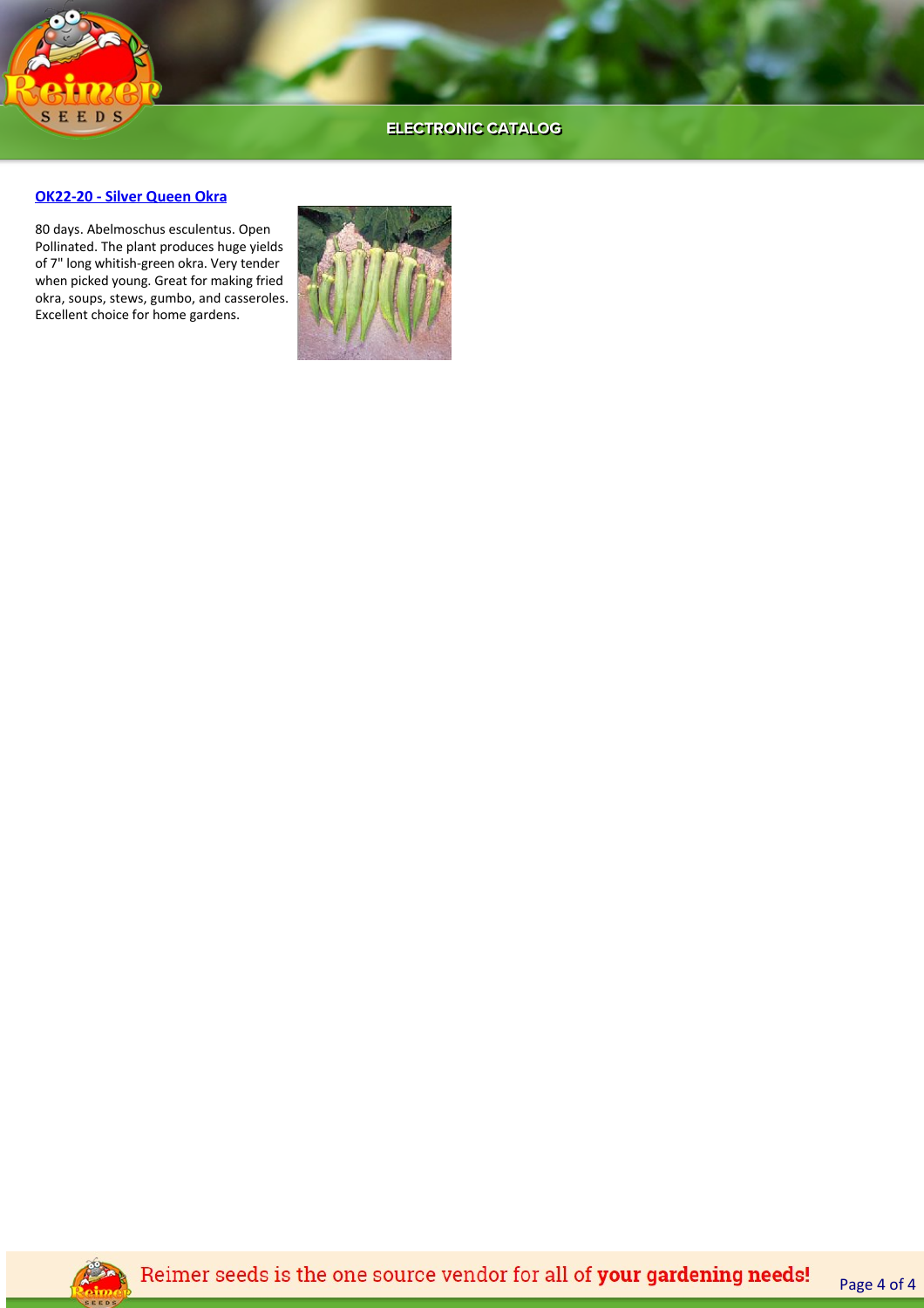## OK22-20 - Silver Queen Okra

80 days. Abelmoschus esculentus. Open Pollinated. The plant produces huge yields of 7" long whitish-green okra. Very tender when picked young. Great for making fried okra, soups, stews, gumbo, and casseroles. Excellent choice for home gardens.